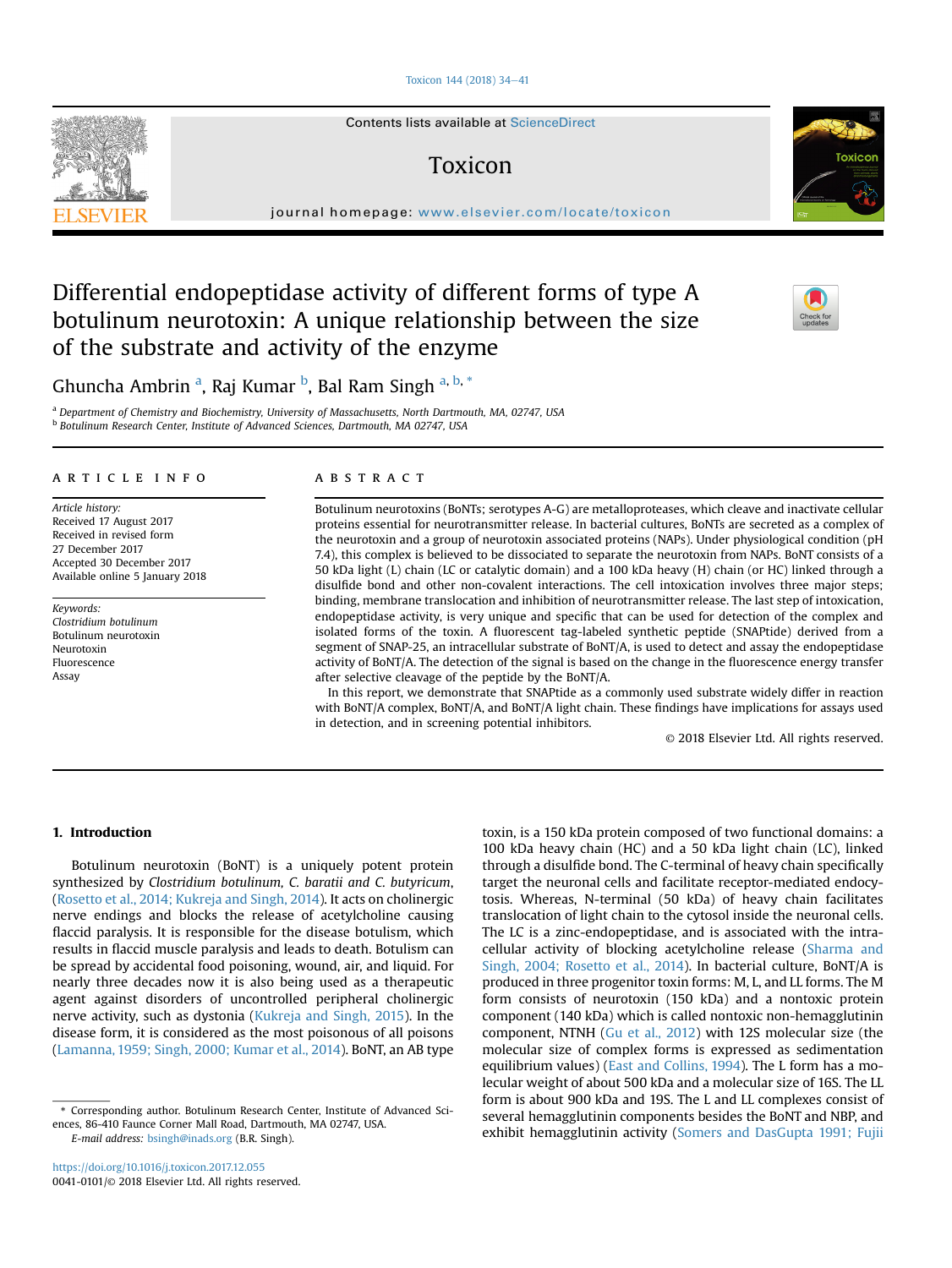# Differential endopeptidase activity of different forms of type A botulinum neurotoxin: A unique relationship between the size of the substrate and activity of the enzyme

Ghuncha Ambrin [a], Raj Kumar [b], Bal Ram Singh [a, b, *]

[a] Department of Chemistry and Biochemistry, University of Massachusetts, North Dartmouth, MA, 02747, USA
[b] Botulinum Research Center, Institute of Advanced Sciences, Dartmouth, MA 02747, USA

## ARTICLE INFO

*Article history:*
Received 17 August 2017
Received in revised form
27 December 2017
Accepted 30 December 2017
Available online 5 January 2018

*Keywords:*
*Clostridium botulinum*
Botulinum neurotoxin
Neurotoxin
Fluorescence
Assay

## ABSTRACT

Botulinum neurotoxins (BoNTs; serotypes A-G) are metalloproteases, which cleave and inactivate cellular proteins essential for neurotransmitter release. In bacterial cultures, BoNTs are secreted as a complex of the neurotoxin and a group of neurotoxin associated proteins (NAPs). Under physiological condition (pH 7.4), this complex is believed to be dissociated to separate the neurotoxin from NAPs. BoNT consists of a 50 kDa light (L) chain (LC or catalytic domain) and a 100 kDa heavy (H) chain (or HC) linked through a disulfide bond and other non-covalent interactions. The cell intoxication involves three major steps; binding, membrane translocation and inhibition of neurotransmitter release. The last step of intoxication, endopeptidase activity, is very unique and specific that can be used for detection of the complex and isolated forms of the toxin. A fluorescent tag-labeled synthetic peptide (SNAPtide) derived from a segment of SNAP-25, an intracellular substrate of BoNT/A, is used to detect and assay the endopeptidase activity of BoNT/A. The detection of the signal is based on the change in the fluorescence energy transfer after selective cleavage of the peptide by the BoNT/A.

In this report, we demonstrate that SNAPtide as a commonly used substrate widely differ in reaction with BoNT/A complex, BoNT/A, and BoNT/A light chain. These findings have implications for assays used in detection, and in screening potential inhibitors.

© 2018 Elsevier Ltd. All rights reserved.

## 1. Introduction

Botulinum neurotoxin (BoNT) is a uniquely potent protein synthesized by *Clostridium botulinum, C. baratii and C. butyricum*, (Rosetto et al., 2014; Kukreja and Singh, 2014). It acts on cholinergic nerve endings and blocks the release of acetylcholine causing flaccid paralysis. It is responsible for the disease botulism, which results in flaccid muscle paralysis and leads to death. Botulism can be spread by accidental food poisoning, wound, air, and liquid. For nearly three decades now it is also being used as a therapeutic agent against disorders of uncontrolled peripheral cholinergic nerve activity, such as dystonia (Kukreja and Singh, 2015). In the disease form, it is considered as the most poisonous of all poisons (Lamanna, 1959; Singh, 2000; Kumar et al., 2014). BoNT, an AB type toxin, is a 150 kDa protein composed of two functional domains: a 100 kDa heavy chain (HC) and a 50 kDa light chain (LC), linked through a disulfide bond. The C-terminal of heavy chain specifically target the neuronal cells and facilitate receptor-mediated endocytosis. Whereas, N-terminal (50 kDa) of heavy chain facilitates translocation of light chain to the cytosol inside the neuronal cells. The LC is a zinc-endopeptidase, and is associated with the intracellular activity of blocking acetylcholine release (Sharma and Singh, 2004; Rosetto et al., 2014). In bacterial culture, BoNT/A is produced in three progenitor toxin forms: M, L, and LL forms. The M form consists of neurotoxin (150 kDa) and a nontoxic protein component (140 kDa) which is called nontoxic non-hemagglutinin component, NTNH (Gu et al., 2012) with 12S molecular size (the molecular size of complex forms is expressed as sedimentation equilibrium values) (East and Collins, 1994). The L form has a molecular weight of about 500 kDa and a molecular size of 16S. The LL form is about 900 kDa and 19S. The L and LL complexes consist of several hemagglutinin components besides the BoNT and NBP, and exhibit hemagglutinin activity (Somers and DasGupta 1991; Fujii

* Corresponding author. Botulinum Research Center, Institute of Advanced Sciences, 86-410 Faunce Corner Mall Road, Dartmouth, MA 02747, USA.
*E-mail address:* bsingh@inads.org (B.R. Singh).

https://doi.org/10.1016/j.toxicon.2017.12.055
0041-0101/© 2018 Elsevier Ltd. All rights reserved.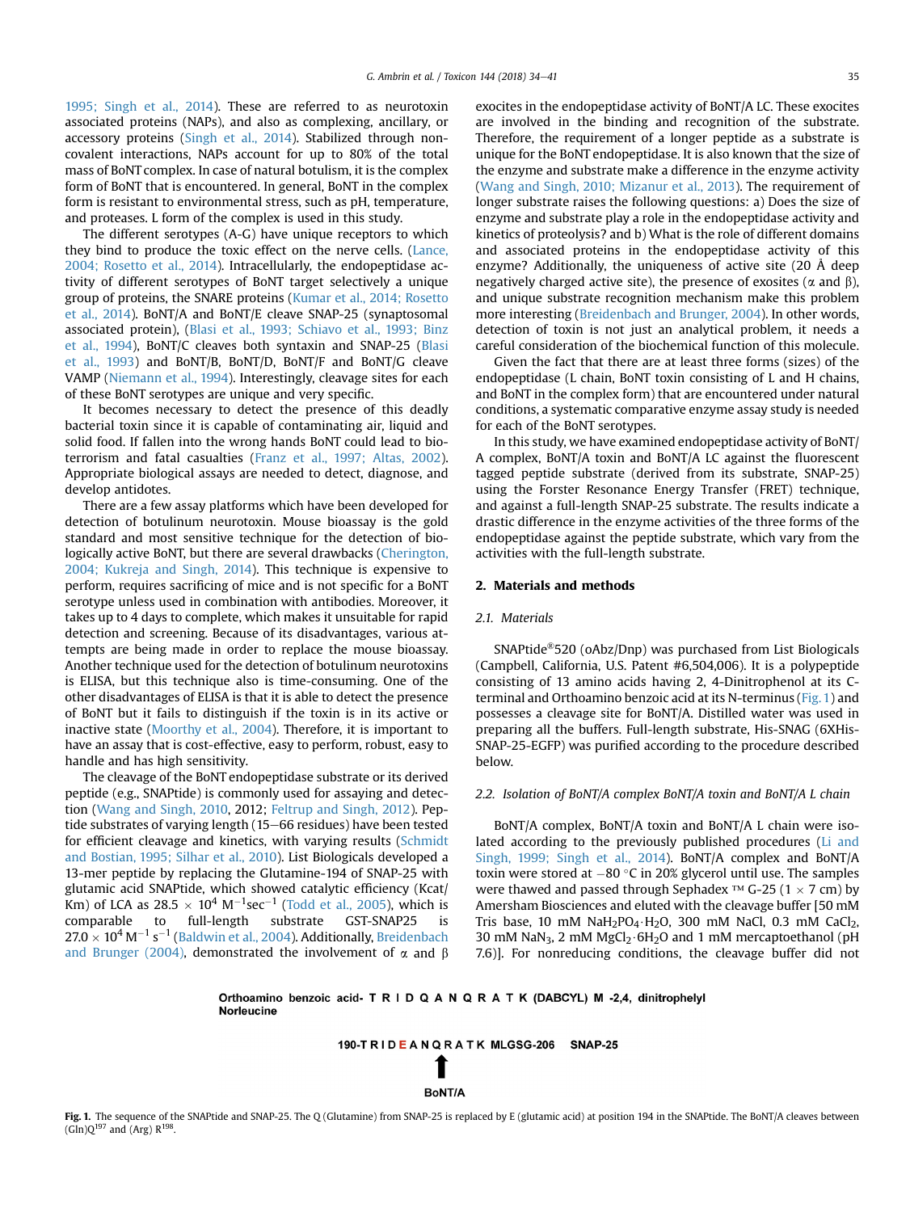1995; Singh et al., 2014). These are referred to as neurotoxin associated proteins (NAPs), and also as complexing, ancillary, or accessory proteins (Singh et al., 2014). Stabilized through non-covalent interactions, NAPs account for up to 80% of the total mass of BoNT complex. In case of natural botulism, it is the complex form of BoNT that is encountered. In general, BoNT in the complex form is resistant to environmental stress, such as pH, temperature, and proteases. L form of the complex is used in this study.

The different serotypes (A-G) have unique receptors to which they bind to produce the toxic effect on the nerve cells. (Lance, 2004; Rosetto et al., 2014). Intracellularly, the endopeptidase activity of different serotypes of BoNT target selectively a unique group of proteins, the SNARE proteins (Kumar et al., 2014; Rosetto et al., 2014). BoNT/A and BoNT/E cleave SNAP-25 (synaptosomal associated protein), (Blasi et al., 1993; Schiavo et al., 1993; Binz et al., 1994), BoNT/C cleaves both syntaxin and SNAP-25 (Blasi et al., 1993) and BoNT/B, BoNT/D, BoNT/F and BoNT/G cleave VAMP (Niemann et al., 1994). Interestingly, cleavage sites for each of these BoNT serotypes are unique and very specific.

It becomes necessary to detect the presence of this deadly bacterial toxin since it is capable of contaminating air, liquid and solid food. If fallen into the wrong hands BoNT could lead to bioterrorism and fatal casualties (Franz et al., 1997; Altas, 2002). Appropriate biological assays are needed to detect, diagnose, and develop antidotes.

There are a few assay platforms which have been developed for detection of botulinum neurotoxin. Mouse bioassay is the gold standard and most sensitive technique for the detection of biologically active BoNT, but there are several drawbacks (Cherington, 2004; Kukreja and Singh, 2014). This technique is expensive to perform, requires sacrificing of mice and is not specific for a BoNT serotype unless used in combination with antibodies. Moreover, it takes up to 4 days to complete, which makes it unsuitable for rapid detection and screening. Because of its disadvantages, various attempts are being made in order to replace the mouse bioassay. Another technique used for the detection of botulinum neurotoxins is ELISA, but this technique also is time-consuming. One of the other disadvantages of ELISA is that it is able to detect the presence of BoNT but it fails to distinguish if the toxin is in its active or inactive state (Moorthy et al., 2004). Therefore, it is important to have an assay that is cost-effective, easy to perform, robust, easy to handle and has high sensitivity.

The cleavage of the BoNT endopeptidase substrate or its derived peptide (e.g., SNAPtide) is commonly used for assaying and detection (Wang and Singh, 2010, 2012; Feltrup and Singh, 2012). Peptide substrates of varying length (15–66 residues) have been tested for efficient cleavage and kinetics, with varying results (Schmidt and Bostian, 1995; Silhar et al., 2010). List Biologicals developed a 13-mer peptide by replacing the Glutamine-194 of SNAP-25 with glutamic acid SNAPtide, which showed catalytic efficiency (Kcat/Km) of LCA as $28.5 \times 10^4$ $M^{-1}sec^{-1}$ (Todd et al., 2005), which is comparable to full-length substrate GST-SNAP25 is $27.0 \times 10^4$ $M^{-1}$ $s^{-1}$ (Baldwin et al., 2004). Additionally, Breidenbach and Brunger (2004), demonstrated the involvement of α and β exocites in the endopeptidase activity of BoNT/A LC. These exocites are involved in the binding and recognition of the substrate. Therefore, the requirement of a longer peptide as a substrate is unique for the BoNT endopeptidase. It is also known that the size of the enzyme and substrate make a difference in the enzyme activity (Wang and Singh, 2010; Mizanur et al., 2013). The requirement of longer substrate raises the following questions: a) Does the size of enzyme and substrate play a role in the endopeptidase activity and kinetics of proteolysis? and b) What is the role of different domains and associated proteins in the endopeptidase activity of this enzyme? Additionally, the uniqueness of active site (20 Å deep negatively charged active site), the presence of exosites (α and β), and unique substrate recognition mechanism make this problem more interesting (Breidenbach and Brunger, 2004). In other words, detection of toxin is not just an analytical problem, it needs a careful consideration of the biochemical function of this molecule.

Given the fact that there are at least three forms (sizes) of the endopeptidase (L chain, BoNT toxin consisting of L and H chains, and BoNT in the complex form) that are encountered under natural conditions, a systematic comparative enzyme assay study is needed for each of the BoNT serotypes.

In this study, we have examined endopeptidase activity of BoNT/A complex, BoNT/A toxin and BoNT/A LC against the fluorescent tagged peptide substrate (derived from its substrate, SNAP-25) using the Forster Resonance Energy Transfer (FRET) technique, and against a full-length SNAP-25 substrate. The results indicate a drastic difference in the enzyme activities of the three forms of the endopeptidase against the peptide substrate, which vary from the activities with the full-length substrate.

## 2. Materials and methods

### 2.1. Materials

SNAPtide®520 (oAbz/Dnp) was purchased from List Biologicals (Campbell, California, U.S. Patent #6,504,006). It is a polypeptide consisting of 13 amino acids having 2, 4-Dinitrophenol at its C-terminal and Orthoamino benzoic acid at its N-terminus (Fig. 1) and possesses a cleavage site for BoNT/A. Distilled water was used in preparing all the buffers. Full-length substrate, His-SNAG (6XHis-SNAP-25-EGFP) was purified according to the procedure described below.

### 2.2. Isolation of BoNT/A complex BoNT/A toxin and BoNT/A L chain

BoNT/A complex, BoNT/A toxin and BoNT/A L chain were isolated according to the previously published procedures (Li and Singh, 1999; Singh et al., 2014). BoNT/A complex and BoNT/A toxin were stored at −80 °C in 20% glycerol until use. The samples were thawed and passed through Sephadex ™ G-25 (1 × 7 cm) by Amersham Biosciences and eluted with the cleavage buffer [50 mM Tris base, 10 mM $NaH_2PO_4 \cdot H_2O$, 300 mM NaCl, 0.3 mM $CaCl_2$, 30 mM $NaN_3$, 2 mM $MgCl_2 \cdot 6H_2O$ and 1 mM mercaptoethanol (pH 7.6)]. For nonreducing conditions, the cleavage buffer did not

Orthoamino benzoic acid- T R I D Q A N Q R A T K (DABCYL) M -2,4, dinitrophenyl Norleucine

190-T R I D E A N Q R A T K MLGSG-206 SNAP-25

↑

BoNT/A

**Fig. 1.** The sequence of the SNAPtide and SNAP-25. The Q (Glutamine) from SNAP-25 is replaced by E (glutamic acid) at position 194 in the SNAPtide. The BoNT/A cleaves between (Gln)Q[197] and (Arg) R[198].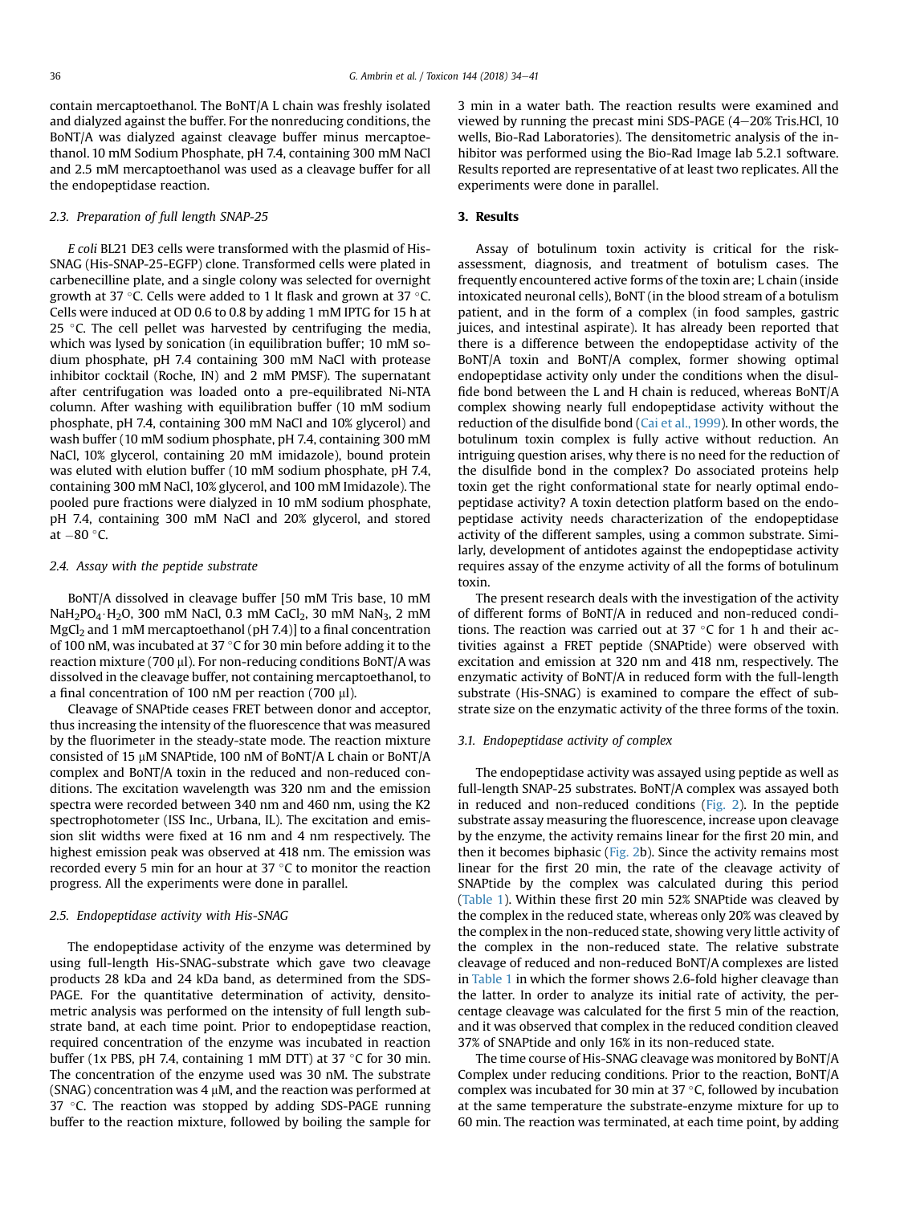contain mercaptoethanol. The BoNT/A L chain was freshly isolated and dialyzed against the buffer. For the nonreducing conditions, the BoNT/A was dialyzed against cleavage buffer minus mercaptoethanol. 10 mM Sodium Phosphate, pH 7.4, containing 300 mM NaCl and 2.5 mM mercaptoethanol was used as a cleavage buffer for all the endopeptidase reaction.

### 2.3. Preparation of full length SNAP-25

*E coli* BL21 DE3 cells were transformed with the plasmid of His-SNAG (His-SNAP-25-EGFP) clone. Transformed cells were plated in carbenecilline plate, and a single colony was selected for overnight growth at 37 °C. Cells were added to 1 lt flask and grown at 37 °C. Cells were induced at OD 0.6 to 0.8 by adding 1 mM IPTG for 15 h at 25 °C. The cell pellet was harvested by centrifuging the media, which was lysed by sonication (in equilibration buffer; 10 mM sodium phosphate, pH 7.4 containing 300 mM NaCl with protease inhibitor cocktail (Roche, IN) and 2 mM PMSF). The supernatant after centrifugation was loaded onto a pre-equilibrated Ni-NTA column. After washing with equilibration buffer (10 mM sodium phosphate, pH 7.4, containing 300 mM NaCl and 10% glycerol) and wash buffer (10 mM sodium phosphate, pH 7.4, containing 300 mM NaCl, 10% glycerol, containing 20 mM imidazole), bound protein was eluted with elution buffer (10 mM sodium phosphate, pH 7.4, containing 300 mM NaCl, 10% glycerol, and 100 mM Imidazole). The pooled pure fractions were dialyzed in 10 mM sodium phosphate, pH 7.4, containing 300 mM NaCl and 20% glycerol, and stored at −80 °C.

### 2.4. Assay with the peptide substrate

BoNT/A dissolved in cleavage buffer [50 mM Tris base, 10 mM $NaH_2PO_4 \cdot H_2O$, 300 mM NaCl, 0.3 mM $CaCl_2$, 30 mM $NaN_3$, 2 mM $MgCl_2$ and 1 mM mercaptoethanol (pH 7.4)] to a final concentration of 100 nM, was incubated at 37 °C for 30 min before adding it to the reaction mixture (700 µl). For non-reducing conditions BoNT/A was dissolved in the cleavage buffer, not containing mercaptoethanol, to a final concentration of 100 nM per reaction (700 µl).

Cleavage of SNAPtide ceases FRET between donor and acceptor, thus increasing the intensity of the fluorescence that was measured by the fluorimeter in the steady-state mode. The reaction mixture consisted of 15 µM SNAPtide, 100 nM of BoNT/A L chain or BoNT/A complex and BoNT/A toxin in the reduced and non-reduced conditions. The excitation wavelength was 320 nm and the emission spectra were recorded between 340 nm and 460 nm, using the K2 spectrophotometer (ISS Inc., Urbana, IL). The excitation and emission slit widths were fixed at 16 nm and 4 nm respectively. The highest emission peak was observed at 418 nm. The emission was recorded every 5 min for an hour at 37 °C to monitor the reaction progress. All the experiments were done in parallel.

### 2.5. Endopeptidase activity with His-SNAG

The endopeptidase activity of the enzyme was determined by using full-length His-SNAG-substrate which gave two cleavage products 28 kDa and 24 kDa band, as determined from the SDS-PAGE. For the quantitative determination of activity, densitometric analysis was performed on the intensity of full length substrate band, at each time point. Prior to endopeptidase reaction, required concentration of the enzyme was incubated in reaction buffer (1x PBS, pH 7.4, containing 1 mM DTT) at 37 °C for 30 min. The concentration of the enzyme used was 30 nM. The substrate (SNAG) concentration was 4 µM, and the reaction was performed at 37 °C. The reaction was stopped by adding SDS-PAGE running buffer to the reaction mixture, followed by boiling the sample for 3 min in a water bath. The reaction results were examined and viewed by running the precast mini SDS-PAGE (4–20% Tris.HCl, 10 wells, Bio-Rad Laboratories). The densitometric analysis of the inhibitor was performed using the Bio-Rad Image lab 5.2.1 software. Results reported are representative of at least two replicates. All the experiments were done in parallel.

## 3. Results

Assay of botulinum toxin activity is critical for the risk-assessment, diagnosis, and treatment of botulism cases. The frequently encountered active forms of the toxin are; L chain (inside intoxicated neuronal cells), BoNT (in the blood stream of a botulism patient, and in the form of a complex (in food samples, gastric juices, and intestinal aspirate). It has already been reported that there is a difference between the endopeptidase activity of the BoNT/A toxin and BoNT/A complex, former showing optimal endopeptidase activity only under the conditions when the disulfide bond between the L and H chain is reduced, whereas BoNT/A complex showing nearly full endopeptidase activity without the reduction of the disulfide bond (Cai et al., 1999). In other words, the botulinum toxin complex is fully active without reduction. An intriguing question arises, why there is no need for the reduction of the disulfide bond in the complex? Do associated proteins help toxin get the right conformational state for nearly optimal endopeptidase activity? A toxin detection platform based on the endopeptidase activity needs characterization of the endopeptidase activity of the different samples, using a common substrate. Similarly, development of antidotes against the endopeptidase activity requires assay of the enzyme activity of all the forms of botulinum toxin.

The present research deals with the investigation of the activity of different forms of BoNT/A in reduced and non-reduced conditions. The reaction was carried out at 37 °C for 1 h and their activities against a FRET peptide (SNAPtide) were observed with excitation and emission at 320 nm and 418 nm, respectively. The enzymatic activity of BoNT/A in reduced form with the full-length substrate (His-SNAG) is examined to compare the effect of substrate size on the enzymatic activity of the three forms of the toxin.

### 3.1. Endopeptidase activity of complex

The endopeptidase activity was assayed using peptide as well as full-length SNAP-25 substrates. BoNT/A complex was assayed both in reduced and non-reduced conditions (Fig. 2). In the peptide substrate assay measuring the fluorescence, increase upon cleavage by the enzyme, the activity remains linear for the first 20 min, and then it becomes biphasic (Fig. 2b). Since the activity remains most linear for the first 20 min, the rate of the cleavage activity of SNAPtide by the complex was calculated during this period (Table 1). Within these first 20 min 52% SNAPtide was cleaved by the complex in the reduced state, whereas only 20% was cleaved by the complex in the non-reduced state, showing very little activity of the complex in the non-reduced state. The relative substrate cleavage of reduced and non-reduced BoNT/A complexes are listed in Table 1 in which the former shows 2.6-fold higher cleavage than the latter. In order to analyze its initial rate of activity, the percentage cleavage was calculated for the first 5 min of the reaction, and it was observed that complex in the reduced condition cleaved 37% of SNAPtide and only 16% in its non-reduced state.

The time course of His-SNAG cleavage was monitored by BoNT/A Complex under reducing conditions. Prior to the reaction, BoNT/A complex was incubated for 30 min at 37 °C, followed by incubation at the same temperature the substrate-enzyme mixture for up to 60 min. The reaction was terminated, at each time point, by adding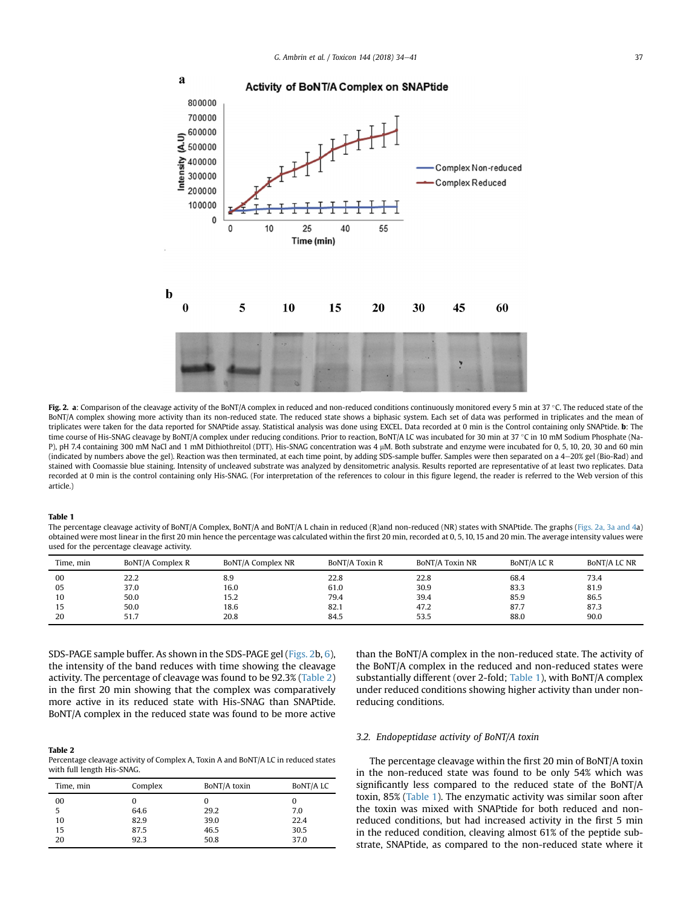**Fig. 2. a**: Comparison of the cleavage activity of the BoNT/A complex in reduced and non-reduced conditions continuously monitored every 5 min at 37 °C. The reduced state of the BoNT/A complex showing more activity than its non-reduced state. The reduced state shows a biphasic system. Each set of data was performed in triplicates and the mean of triplicates were taken for the data reported for SNAPtide assay. Statistical analysis was done using EXCEL. Data recorded at 0 min is the Control containing only SNAPtide. **b**: The time course of His-SNAG cleavage by BoNT/A complex under reducing conditions. Prior to reaction, BoNT/A LC was incubated for 30 min at 37 °C in 10 mM Sodium Phosphate (Na-P), pH 7.4 containing 300 mM NaCl and 1 mM Dithiothreitol (DTT). His-SNAG concentration was 4 μM. Both substrate and enzyme were incubated for 0, 5, 10, 20, 30 and 60 min (indicated by numbers above the gel). Reaction was then terminated, at each time point, by adding SDS-sample buffer. Samples were then separated on a 4–20% gel (Bio-Rad) and stained with Coomassie blue staining. Intensity of uncleaved substrate was analyzed by densitometric analysis. Results reported are representative of at least two replicates. Data recorded at 0 min is the control containing only His-SNAG. (For interpretation of the references to colour in this figure legend, the reader is referred to the Web version of this article.)

**Table 1**
The percentage cleavage activity of BoNT/A Complex, BoNT/A and BoNT/A L chain in reduced (R)and non-reduced (NR) states with SNAPtide. The graphs (Figs. 2a, 3a and 4a) obtained were most linear in the first 20 min hence the percentage was calculated within the first 20 min, recorded at 0, 5, 10, 15 and 20 min. The average intensity values were used for the percentage cleavage activity.

| Time, min | BoNT/A Complex R | BoNT/A Complex NR | BoNT/A Toxin R | BoNT/A Toxin NR | BoNT/A LC R | BoNT/A LC NR |
|---|---|---|---|---|---|---|
| 00 | 22.2 | 8.9 | 22.8 | 22.8 | 68.4 | 73.4 |
| 05 | 37.0 | 16.0 | 61.0 | 30.9 | 83.3 | 81.9 |
| 10 | 50.0 | 15.2 | 79.4 | 39.4 | 85.9 | 86.5 |
| 15 | 50.0 | 18.6 | 82.1 | 47.2 | 87.7 | 87.3 |
| 20 | 51.7 | 20.8 | 84.5 | 53.5 | 88.0 | 90.0 |

SDS-PAGE sample buffer. As shown in the SDS-PAGE gel (Figs. 2b, 6), the intensity of the band reduces with time showing the cleavage activity. The percentage of cleavage was found to be 92.3% (Table 2) in the first 20 min showing that the complex was comparatively more active in its reduced state with His-SNAG than SNAPtide. BoNT/A complex in the reduced state was found to be more active than the BoNT/A complex in the non-reduced state. The activity of the BoNT/A complex in the reduced and non-reduced states were substantially different (over 2-fold; Table 1), with BoNT/A complex under reduced conditions showing higher activity than under non-reducing conditions.

**Table 2**
Percentage cleavage activity of Complex A, Toxin A and BoNT/A LC in reduced states with full length His-SNAG.

| Time, min | Complex | BoNT/A toxin | BoNT/A LC |
|---|---|---|---|
| 00 | 0 | 0 | 0 |
| 5 | 64.6 | 29.2 | 7.0 |
| 10 | 82.9 | 39.0 | 22.4 |
| 15 | 87.5 | 46.5 | 30.5 |
| 20 | 92.3 | 50.8 | 37.0 |

### 3.2. *Endopeptidase activity of BoNT/A toxin*

The percentage cleavage within the first 20 min of BoNT/A toxin in the non-reduced state was found to be only 54% which was significantly less compared to the reduced state of the BoNT/A toxin, 85% (Table 1). The enzymatic activity was similar soon after the toxin was mixed with SNAPtide for both reduced and non-reduced conditions, but had increased activity in the first 5 min in the reduced condition, cleaving almost 61% of the peptide substrate, SNAPtide, as compared to the non-reduced state where it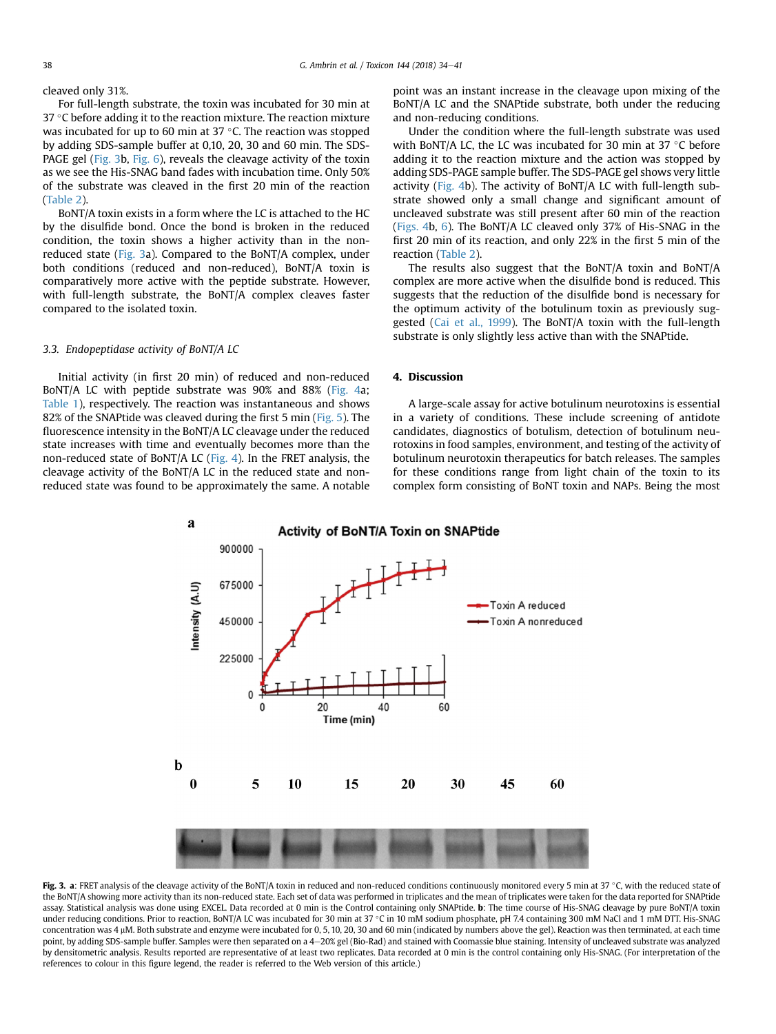cleaved only 31%.

For full-length substrate, the toxin was incubated for 30 min at 37 °C before adding it to the reaction mixture. The reaction mixture was incubated for up to 60 min at 37 °C. The reaction was stopped by adding SDS-sample buffer at 0,10, 20, 30 and 60 min. The SDS-PAGE gel (Fig. 3b, Fig. 6), reveals the cleavage activity of the toxin as we see the His-SNAG band fades with incubation time. Only 50% of the substrate was cleaved in the first 20 min of the reaction (Table 2).

BoNT/A toxin exists in a form where the LC is attached to the HC by the disulfide bond. Once the bond is broken in the reduced condition, the toxin shows a higher activity than in the non-reduced state (Fig. 3a). Compared to the BoNT/A complex, under both conditions (reduced and non-reduced), BoNT/A toxin is comparatively more active with the peptide substrate. However, with full-length substrate, the BoNT/A complex cleaves faster compared to the isolated toxin.

### 3.3. Endopeptidase activity of BoNT/A LC

Initial activity (in first 20 min) of reduced and non-reduced BoNT/A LC with peptide substrate was 90% and 88% (Fig. 4a; Table 1), respectively. The reaction was instantaneous and shows 82% of the SNAPtide was cleaved during the first 5 min (Fig. 5). The fluorescence intensity in the BoNT/A LC cleavage under the reduced state increases with time and eventually becomes more than the non-reduced state of BoNT/A LC (Fig. 4). In the FRET analysis, the cleavage activity of the BoNT/A LC in the reduced state and non-reduced state was found to be approximately the same. A notable point was an instant increase in the cleavage upon mixing of the BoNT/A LC and the SNAPtide substrate, both under the reducing and non-reducing conditions.

Under the condition where the full-length substrate was used with BoNT/A LC, the LC was incubated for 30 min at 37 °C before adding it to the reaction mixture and the action was stopped by adding SDS-PAGE sample buffer. The SDS-PAGE gel shows very little activity (Fig. 4b). The activity of BoNT/A LC with full-length substrate showed only a small change and significant amount of uncleaved substrate was still present after 60 min of the reaction (Figs. 4b, 6). The BoNT/A LC cleaved only 37% of His-SNAG in the first 20 min of its reaction, and only 22% in the first 5 min of the reaction (Table 2).

The results also suggest that the BoNT/A toxin and BoNT/A complex are more active when the disulfide bond is reduced. This suggests that the reduction of the disulfide bond is necessary for the optimum activity of the botulinum toxin as previously suggested (Cai et al., 1999). The BoNT/A toxin with the full-length substrate is only slightly less active than with the SNAPtide.

## 4. Discussion

A large-scale assay for active botulinum neurotoxins is essential in a variety of conditions. These include screening of antidote candidates, diagnostics of botulism, detection of botulinum neurotoxins in food samples, environment, and testing of the activity of botulinum neurotoxin therapeutics for batch releases. The samples for these conditions range from light chain of the toxin to its complex form consisting of BoNT toxin and NAPs. Being the most

**Fig. 3. a**: FRET analysis of the cleavage activity of the BoNT/A toxin in reduced and non-reduced conditions continuously monitored every 5 min at 37 °C, with the reduced state of the BoNT/A showing more activity than its non-reduced state. Each set of data was performed in triplicates and the mean of triplicates were taken for the data reported for SNAPtide assay. Statistical analysis was done using EXCEL. Data recorded at 0 min is the Control containing only SNAPtide. **b**: The time course of His-SNAG cleavage by pure BoNT/A toxin under reducing conditions. Prior to reaction, BoNT/A LC was incubated for 30 min at 37 °C in 10 mM sodium phosphate, pH 7.4 containing 300 mM NaCl and 1 mM DTT. His-SNAG concentration was 4 μM. Both substrate and enzyme were incubated for 0, 5, 10, 20, 30 and 60 min (indicated by numbers above the gel). Reaction was then terminated, at each time point, by adding SDS-sample buffer. Samples were then separated on a 4–20% gel (Bio-Rad) and stained with Coomassie blue staining. Intensity of uncleaved substrate was analyzed by densitometric analysis. Results reported are representative of at least two replicates. Data recorded at 0 min is the control containing only His-SNAG. (For interpretation of the references to colour in this figure legend, the reader is referred to the Web version of this article.)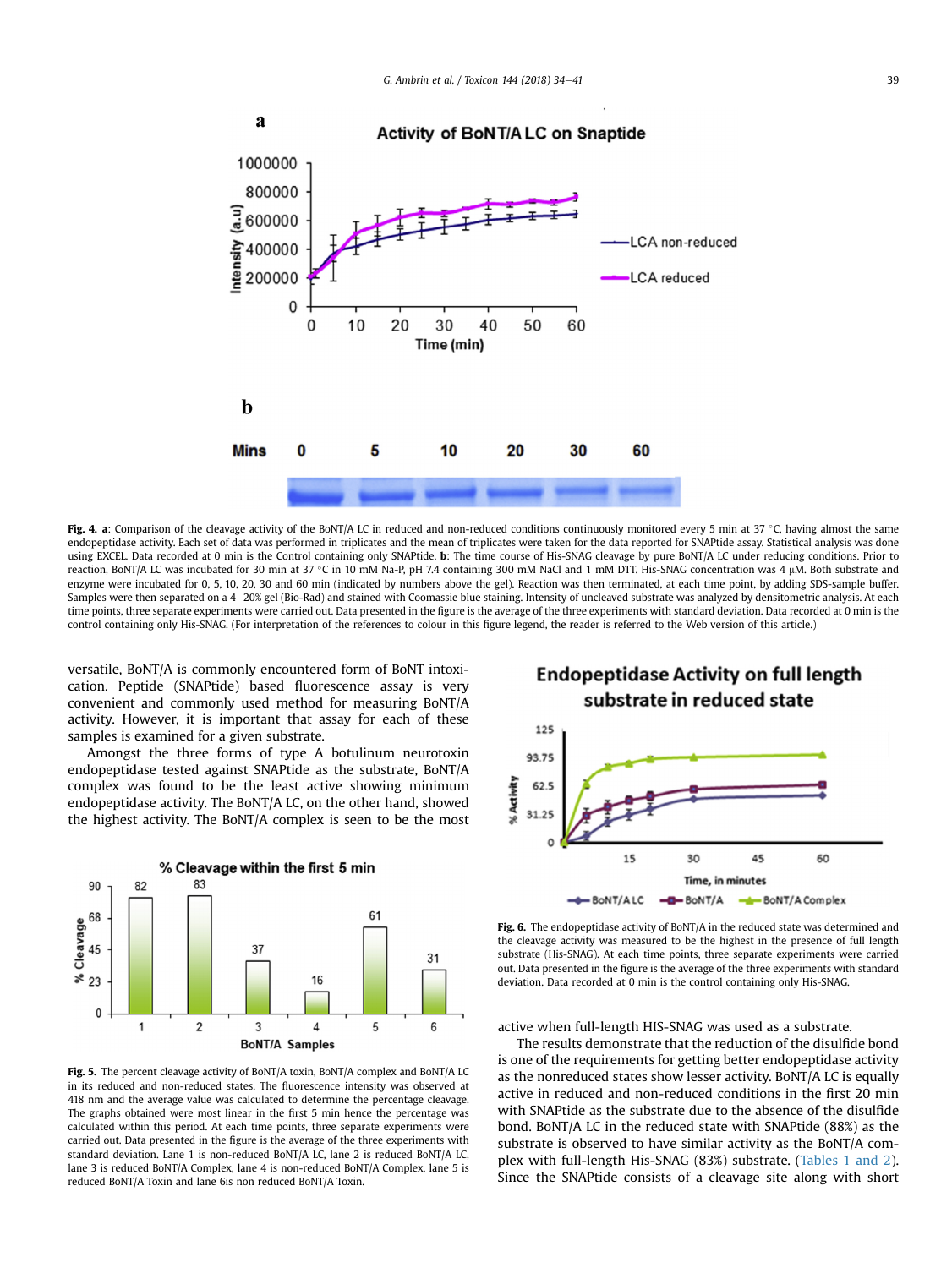**Fig. 4. a**: Comparison of the cleavage activity of the BoNT/A LC in reduced and non-reduced conditions continuously monitored every 5 min at 37 °C, having almost the same endopeptidase activity. Each set of data was performed in triplicates and the mean of triplicates were taken for the data reported for SNAPtide assay. Statistical analysis was done using EXCEL. Data recorded at 0 min is the Control containing only SNAPtide. **b**: The time course of His-SNAG cleavage by pure BoNT/A LC under reducing conditions. Prior to reaction, BoNT/A LC was incubated for 30 min at 37 °C in 10 mM Na-P, pH 7.4 containing 300 mM NaCl and 1 mM DTT. His-SNAG concentration was 4 μM. Both substrate and enzyme were incubated for 0, 5, 10, 20, 30 and 60 min (indicated by numbers above the gel). Reaction was then terminated, at each time point, by adding SDS-sample buffer. Samples were then separated on a 4–20% gel (Bio-Rad) and stained with Coomassie blue staining. Intensity of uncleaved substrate was analyzed by densitometric analysis. At each time points, three separate experiments were carried out. Data presented in the figure is the average of the three experiments with standard deviation. Data recorded at 0 min is the control containing only His-SNAG. (For interpretation of the references to colour in this figure legend, the reader is referred to the Web version of this article.)

versatile, BoNT/A is commonly encountered form of BoNT intoxication. Peptide (SNAPtide) based fluorescence assay is very convenient and commonly used method for measuring BoNT/A activity. However, it is important that assay for each of these samples is examined for a given substrate.

Amongst the three forms of type A botulinum neurotoxin endopeptidase tested against SNAPtide as the substrate, BoNT/A complex was found to be the least active showing minimum endopeptidase activity. The BoNT/A LC, on the other hand, showed the highest activity. The BoNT/A complex is seen to be the most active when full-length HIS-SNAG was used as a substrate.

**Fig. 5.** The percent cleavage activity of BoNT/A toxin, BoNT/A complex and BoNT/A LC in its reduced and non-reduced states. The fluorescence intensity was observed at 418 nm and the average value was calculated to determine the percentage cleavage. The graphs obtained were most linear in the first 5 min hence the percentage was calculated within this period. At each time points, three separate experiments were carried out. Data presented in the figure is the average of the three experiments with standard deviation. Lane 1 is non-reduced BoNT/A LC, lane 2 is reduced BoNT/A LC, lane 3 is reduced BoNT/A Complex, lane 4 is non-reduced BoNT/A Complex, lane 5 is reduced BoNT/A Toxin and lane 6is non reduced BoNT/A Toxin.

**Fig. 6.** The endopeptidase activity of BoNT/A in the reduced state was determined and the cleavage activity was measured to be the highest in the presence of full length substrate (His-SNAG). At each time points, three separate experiments were carried out. Data presented in the figure is the average of the three experiments with standard deviation. Data recorded at 0 min is the control containing only His-SNAG.

The results demonstrate that the reduction of the disulfide bond is one of the requirements for getting better endopeptidase activity as the nonreduced states show lesser activity. BoNT/A LC is equally active in reduced and non-reduced conditions in the first 20 min with SNAPtide as the substrate due to the absence of the disulfide bond. BoNT/A LC in the reduced state with SNAPtide (88%) as the substrate is observed to have similar activity as the BoNT/A complex with full-length His-SNAG (83%) substrate. (Tables 1 and 2). Since the SNAPtide consists of a cleavage site along with short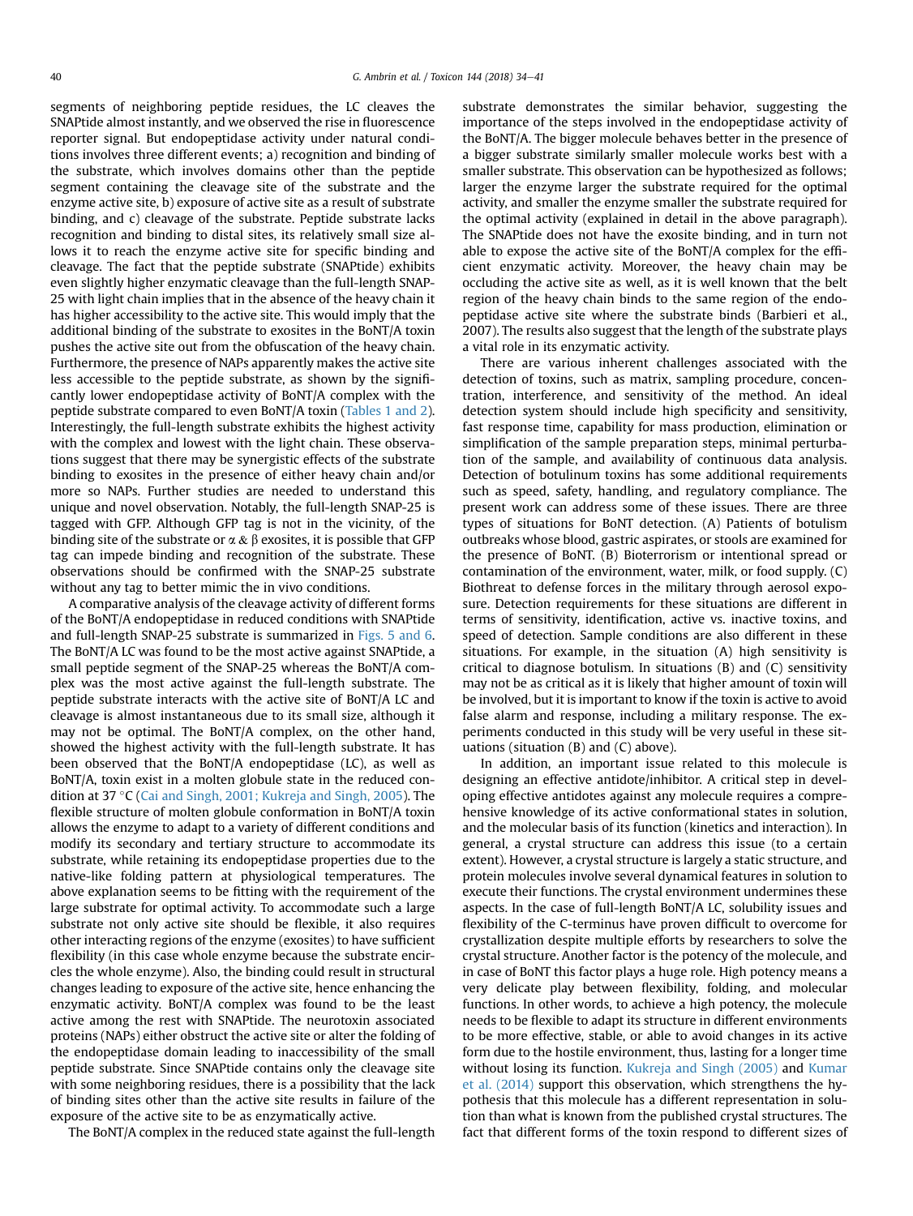segments of neighboring peptide residues, the LC cleaves the SNAPtide almost instantly, and we observed the rise in fluorescence reporter signal. But endopeptidase activity under natural conditions involves three different events; a) recognition and binding of the substrate, which involves domains other than the peptide segment containing the cleavage site of the substrate and the enzyme active site, b) exposure of active site as a result of substrate binding, and c) cleavage of the substrate. Peptide substrate lacks recognition and binding to distal sites, its relatively small size allows it to reach the enzyme active site for specific binding and cleavage. The fact that the peptide substrate (SNAPtide) exhibits even slightly higher enzymatic cleavage than the full-length SNAP-25 with light chain implies that in the absence of the heavy chain it has higher accessibility to the active site. This would imply that the additional binding of the substrate to exosites in the BoNT/A toxin pushes the active site out from the obfuscation of the heavy chain. Furthermore, the presence of NAPs apparently makes the active site less accessible to the peptide substrate, as shown by the significantly lower endopeptidase activity of BoNT/A complex with the peptide substrate compared to even BoNT/A toxin (Tables 1 and 2). Interestingly, the full-length substrate exhibits the highest activity with the complex and lowest with the light chain. These observations suggest that there may be synergistic effects of the substrate binding to exosites in the presence of either heavy chain and/or more so NAPs. Further studies are needed to understand this unique and novel observation. Notably, the full-length SNAP-25 is tagged with GFP. Although GFP tag is not in the vicinity, of the binding site of the substrate or α & β exosites, it is possible that GFP tag can impede binding and recognition of the substrate. These observations should be confirmed with the SNAP-25 substrate without any tag to better mimic the in vivo conditions.

A comparative analysis of the cleavage activity of different forms of the BoNT/A endopeptidase in reduced conditions with SNAPtide and full-length SNAP-25 substrate is summarized in Figs. 5 and 6. The BoNT/A LC was found to be the most active against SNAPtide, a small peptide segment of the SNAP-25 whereas the BoNT/A complex was the most active against the full-length substrate. The peptide substrate interacts with the active site of BoNT/A LC and cleavage is almost instantaneous due to its small size, although it may not be optimal. The BoNT/A complex, on the other hand, showed the highest activity with the full-length substrate. It has been observed that the BoNT/A endopeptidase (LC), as well as BoNT/A, toxin exist in a molten globule state in the reduced condition at 37 °C (Cai and Singh, 2001; Kukreja and Singh, 2005). The flexible structure of molten globule conformation in BoNT/A toxin allows the enzyme to adapt to a variety of different conditions and modify its secondary and tertiary structure to accommodate its substrate, while retaining its endopeptidase properties due to the native-like folding pattern at physiological temperatures. The above explanation seems to be fitting with the requirement of the large substrate for optimal activity. To accommodate such a large substrate not only active site should be flexible, it also requires other interacting regions of the enzyme (exosites) to have sufficient flexibility (in this case whole enzyme because the substrate encircles the whole enzyme). Also, the binding could result in structural changes leading to exposure of the active site, hence enhancing the enzymatic activity. BoNT/A complex was found to be the least active among the rest with SNAPtide. The neurotoxin associated proteins (NAPs) either obstruct the active site or alter the folding of the endopeptidase domain leading to inaccessibility of the small peptide substrate. Since SNAPtide contains only the cleavage site with some neighboring residues, there is a possibility that the lack of binding sites other than the active site results in failure of the exposure of the active site to be as enzymatically active.

The BoNT/A complex in the reduced state against the full-length substrate demonstrates the similar behavior, suggesting the importance of the steps involved in the endopeptidase activity of the BoNT/A. The bigger molecule behaves better in the presence of a bigger substrate similarly smaller molecule works best with a smaller substrate. This observation can be hypothesized as follows; larger the enzyme larger the substrate required for the optimal activity, and smaller the enzyme smaller the substrate required for the optimal activity (explained in detail in the above paragraph). The SNAPtide does not have the exosite binding, and in turn not able to expose the active site of the BoNT/A complex for the efficient enzymatic activity. Moreover, the heavy chain may be occluding the active site as well, as it is well known that the belt region of the heavy chain binds to the same region of the endopeptidase active site where the substrate binds (Barbieri et al., 2007). The results also suggest that the length of the substrate plays a vital role in its enzymatic activity.

There are various inherent challenges associated with the detection of toxins, such as matrix, sampling procedure, concentration, interference, and sensitivity of the method. An ideal detection system should include high specificity and sensitivity, fast response time, capability for mass production, elimination or simplification of the sample preparation steps, minimal perturbation of the sample, and availability of continuous data analysis. Detection of botulinum toxins has some additional requirements such as speed, safety, handling, and regulatory compliance. The present work can address some of these issues. There are three types of situations for BoNT detection. (A) Patients of botulism outbreaks whose blood, gastric aspirates, or stools are examined for the presence of BoNT. (B) Bioterrorism or intentional spread or contamination of the environment, water, milk, or food supply. (C) Biothreat to defense forces in the military through aerosol exposure. Detection requirements for these situations are different in terms of sensitivity, identification, active vs. inactive toxins, and speed of detection. Sample conditions are also different in these situations. For example, in the situation (A) high sensitivity is critical to diagnose botulism. In situations (B) and (C) sensitivity may not be as critical as it is likely that higher amount of toxin will be involved, but it is important to know if the toxin is active to avoid false alarm and response, including a military response. The experiments conducted in this study will be very useful in these situations (situation (B) and (C) above).

In addition, an important issue related to this molecule is designing an effective antidote/inhibitor. A critical step in developing effective antidotes against any molecule requires a comprehensive knowledge of its active conformational states in solution, and the molecular basis of its function (kinetics and interaction). In general, a crystal structure can address this issue (to a certain extent). However, a crystal structure is largely a static structure, and protein molecules involve several dynamical features in solution to execute their functions. The crystal environment undermines these aspects. In the case of full-length BoNT/A LC, solubility issues and flexibility of the C-terminus have proven difficult to overcome for crystallization despite multiple efforts by researchers to solve the crystal structure. Another factor is the potency of the molecule, and in case of BoNT this factor plays a huge role. High potency means a very delicate play between flexibility, folding, and molecular functions. In other words, to achieve a high potency, the molecule needs to be flexible to adapt its structure in different environments to be more effective, stable, or able to avoid changes in its active form due to the hostile environment, thus, lasting for a longer time without losing its function. Kukreja and Singh (2005) and Kumar et al. (2014) support this observation, which strengthens the hypothesis that this molecule has a different representation in solution than what is known from the published crystal structures. The fact that different forms of the toxin respond to different sizes of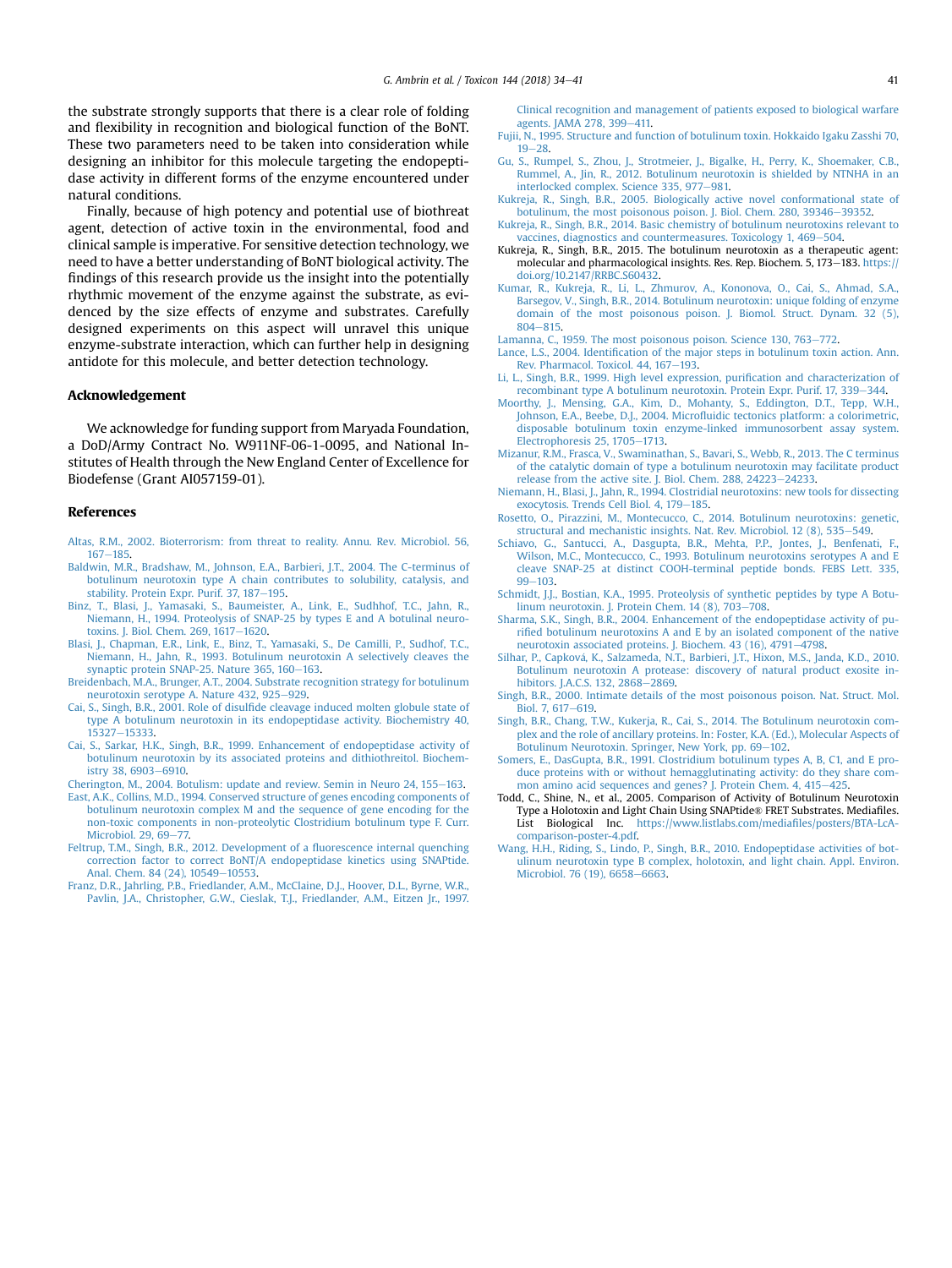the substrate strongly supports that there is a clear role of folding and flexibility in recognition and biological function of the BoNT. These two parameters need to be taken into consideration while designing an inhibitor for this molecule targeting the endopeptidase activity in different forms of the enzyme encountered under natural conditions.

Finally, because of high potency and potential use of biothreat agent, detection of active toxin in the environmental, food and clinical sample is imperative. For sensitive detection technology, we need to have a better understanding of BoNT biological activity. The findings of this research provide us the insight into the potentially rhythmic movement of the enzyme against the substrate, as evidenced by the size effects of enzyme and substrates. Carefully designed experiments on this aspect will unravel this unique enzyme-substrate interaction, which can further help in designing antidote for this molecule, and better detection technology.

## Acknowledgement

We acknowledge for funding support from Maryada Foundation, a DoD/Army Contract No. W911NF-06-1-0095, and National Institutes of Health through the New England Center of Excellence for Biodefense (Grant AI057159-01).

## References

Altas, R.M., 2002. Bioterrorism: from threat to reality. Annu. Rev. Microbiol. 56, 167–185.

Baldwin, M.R., Bradshaw, M., Johnson, E.A., Barbieri, J.T., 2004. The C-terminus of botulinum neurotoxin type A chain contributes to solubility, catalysis, and stability. Protein Expr. Purif. 37, 187–195.

Binz, T., Blasi, J., Yamasaki, S., Baumeister, A., Link, E., Sudhhof, T.C., Jahn, R., Niemann, H., 1994. Proteolysis of SNAP-25 by types E and A botulinal neurotoxins. J. Biol. Chem. 269, 1617–1620.

Blasi, J., Chapman, E.R., Link, E., Binz, T., Yamasaki, S., De Camilli, P., Sudhof, T.C., Niemann, H., Jahn, R., 1993. Botulinum neurotoxin A selectively cleaves the synaptic protein SNAP-25. Nature 365, 160–163.

Breidenbach, M.A., Brunger, A.T., 2004. Substrate recognition strategy for botulinum neurotoxin serotype A. Nature 432, 925–929.

Cai, S., Singh, B.R., 2001. Role of disulfide cleavage induced molten globule state of type A botulinum neurotoxin in its endopeptidase activity. Biochemistry 40, 15327–15333.

Cai, S., Sarkar, H.K., Singh, B.R., 1999. Enhancement of endopeptidase activity of botulinum neurotoxin by its associated proteins and dithiothreitol. Biochemistry 38, 6903–6910.

Cherington, M., 2004. Botulism: update and review. Semin in Neuro 24, 155–163.

East, A.K., Collins, M.D., 1994. Conserved structure of genes encoding components of botulinum neurotoxin complex M and the sequence of gene encoding for the non-toxic components in non-proteolytic Clostridium botulinum type F. Curr. Microbiol. 29, 69–77.

Feltrup, T.M., Singh, B.R., 2012. Development of a fluorescence internal quenching correction factor to correct BoNT/A endopeptidase kinetics using SNAPtide. Anal. Chem. 84 (24), 10549–10553.

Franz, D.R., Jahrling, P.B., Friedlander, A.M., McClaine, D.J., Hoover, D.L., Byrne, W.R., Pavlin, J.A., Christopher, G.W., Cieslak, T.J., Friedlander, A.M., Eitzen Jr., 1997. Clinical recognition and management of patients exposed to biological warfare agents. JAMA 278, 399–411.

Fujii, N., 1995. Structure and function of botulinum toxin. Hokkaido Igaku Zasshi 70, 19–28.

Gu, S., Rumpel, S., Zhou, J., Strotmeier, J., Bigalke, H., Perry, K., Shoemaker, C.B., Rummel, A., Jin, R., 2012. Botulinum neurotoxin is shielded by NTNHA in an interlocked complex. Science 335, 977–981.

Kukreja, R., Singh, B.R., 2005. Biologically active novel conformational state of botulinum, the most poisonous poison. J. Biol. Chem. 280, 39346–39352.

Kukreja, R., Singh, B.R., 2014. Basic chemistry of botulinum neurotoxins relevant to vaccines, diagnostics and countermeasures. Toxicology 1, 469–504.

Kukreja, R., Singh, B.R., 2015. The botulinum neurotoxin as a therapeutic agent: molecular and pharmacological insights. Res. Rep. Biochem. 5, 173–183. https://doi.org/10.2147/RRBC.S60432.

Kumar, R., Kukreja, R., Li, L., Zhmurov, A., Kononova, O., Cai, S., Ahmad, S.A., Barsegov, V., Singh, B.R., 2014. Botulinum neurotoxin: unique folding of enzyme domain of the most poisonous poison. J. Biomol. Struct. Dynam. 32 (5), 804–815.

Lamanna, C., 1959. The most poisonous poison. Science 130, 763–772.

Lance, L.S., 2004. Identification of the major steps in botulinum toxin action. Ann. Rev. Pharmacol. Toxicol. 44, 167–193.

Li, L., Singh, B.R., 1999. High level expression, purification and characterization of recombinant type A botulinum neurotoxin. Protein Expr. Purif. 17, 339–344.

Moorthy, J., Mensing, G.A., Kim, D., Mohanty, S., Eddington, D.T., Tepp, W.H., Johnson, E.A., Beebe, D.J., 2004. Microfluidic tectonics platform: a colorimetric, disposable botulinum toxin enzyme-linked immunosorbent assay system. Electrophoresis 25, 1705–1713.

Mizanur, R.M., Frasca, V., Swaminathan, S., Bavari, S., Webb, R., 2013. The C terminus of the catalytic domain of type a botulinum neurotoxin may facilitate product release from the active site. J. Biol. Chem. 288, 24223–24233.

Niemann, H., Blasi, J., Jahn, R., 1994. Clostridial neurotoxins: new tools for dissecting exocytosis. Trends Cell Biol. 4, 179–185.

Rosetto, O., Pirazzini, M., Montecucco, C., 2014. Botulinum neurotoxins: genetic, structural and mechanistic insights. Nat. Rev. Microbiol. 12 (8), 535–549.

Schiavo, G., Santucci, A., Dasgupta, B.R., Mehta, P.P., Jontes, J., Benfenati, F., Wilson, M.C., Montecucco, C., 1993. Botulinum neurotoxins serotypes A and E cleave SNAP-25 at distinct COOH-terminal peptide bonds. FEBS Lett. 335, 99–103.

Schmidt, J.J., Bostian, K.A., 1995. Proteolysis of synthetic peptides by type A Botulinum neurotoxin. J. Protein Chem. 14 (8), 703–708.

Sharma, S.K., Singh, B.R., 2004. Enhancement of the endopeptidase activity of purified botulinum neurotoxins A and E by an isolated component of the native neurotoxin associated proteins. J. Biochem. 43 (16), 4791–4798.

Silhar, P., Capková, K., Salzameda, N.T., Barbieri, J.T., Hixon, M.S., Janda, K.D., 2010. Botulinum neurotoxin A protease: discovery of natural product exosite inhibitors. J.A.C.S. 132, 2868–2869.

Singh, B.R., 2000. Intimate details of the most poisonous poison. Nat. Struct. Mol. Biol. 7, 617–619.

Singh, B.R., Chang, T.W., Kukerja, R., Cai, S., 2014. The Botulinum neurotoxin complex and the role of ancillary proteins. In: Foster, K.A. (Ed.), Molecular Aspects of Botulinum Neurotoxin. Springer, New York, pp. 69–102.

Somers, E., DasGupta, B.R., 1991. Clostridium botulinum types A, B, C1, and E produce proteins with or without hemagglutinating activity: do they share common amino acid sequences and genes? J. Protein Chem. 4, 415–425.

Todd, C., Shine, N., et al., 2005. Comparison of Activity of Botulinum Neurotoxin Type A Holotoxin and Light Chain Using SNAPtide® FRET Substrates. Mediafiles. List Biological Inc. https://www.listlabs.com/mediafiles/posters/BTA-LcA-comparison-poster-4.pdf.

Wang, H.H., Riding, S., Lindo, P., Singh, B.R., 2010. Endopeptidase activities of botulinum neurotoxin type B complex, holotoxin, and light chain. Appl. Environ. Microbiol. 76 (19), 6658–6663.